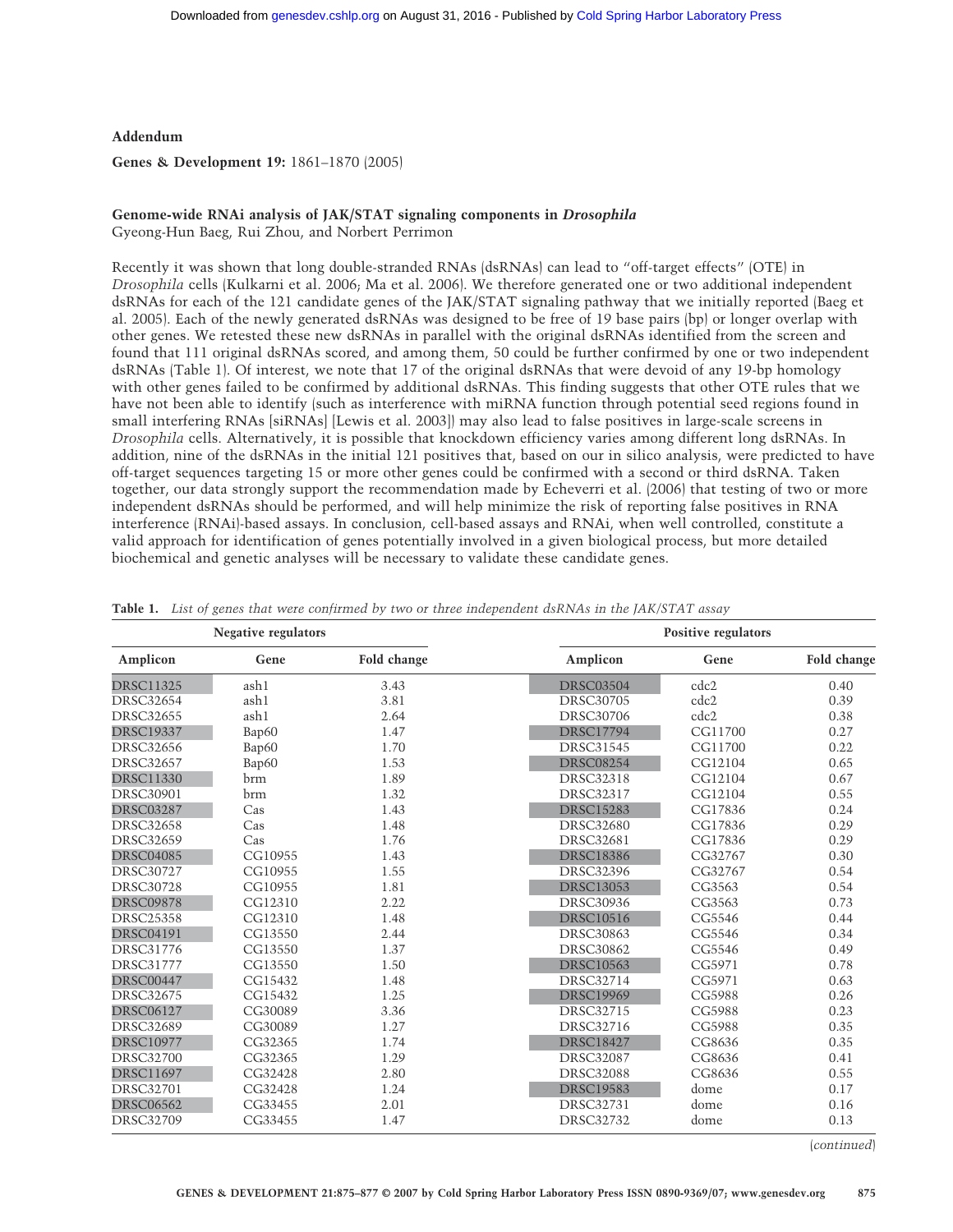## Addendum

**Genes & Development 19:** 1861–1870 (2005)

### Genome-wide RNAi analysis of JAK/STAT signaling components in *Drosophila*

Gyeong-Hun Baeg, Rui Zhou, and Norbert Perrimon

Recently it was shown that long double-stranded RNAs (dsRNAs) can lead to "off-target effects" (OTE) in *Drosophila* cells (Kulkarni et al. 2006; Ma et al. 2006). We therefore generated one or two additional independent dsRNAs for each of the 121 candidate genes of the JAK/STAT signaling pathway that we initially reported (Baeg et al. 2005). Each of the newly generated dsRNAs was designed to be free of 19 base pairs (bp) or longer overlap with other genes. We retested these new dsRNAs in parallel with the original dsRNAs identified from the screen and found that 111 original dsRNAs scored, and among them, 50 could be further confirmed by one or two independent dsRNAs (Table 1). Of interest, we note that 17 of the original dsRNAs that were devoid of any 19-bp homology with other genes failed to be confirmed by additional dsRNAs. This finding suggests that other OTE rules that we have not been able to identify (such as interference with miRNA function through potential seed regions found in small interfering RNAs [siRNAs] [Lewis et al. 2003]) may also lead to false positives in large-scale screens in *Drosophila* cells. Alternatively, it is possible that knockdown efficiency varies among different long dsRNAs. In addition, nine of the dsRNAs in the initial 121 positives that, based on our in silico analysis, were predicted to have off-target sequences targeting 15 or more other genes could be confirmed with a second or third dsRNA. Taken together, our data strongly support the recommendation made by Echeverri et al. (2006) that testing of two or more independent dsRNAs should be performed, and will help minimize the risk of reporting false positives in RNA interference (RNAi)-based assays. In conclusion, cell-based assays and RNAi, when well controlled, constitute a valid approach for identification of genes potentially involved in a given biological process, but more detailed biochemical and genetic analyses will be necessary to validate these candidate genes.

**Table 1.** *List of genes that were confirmed by two or three independent dsRNAs in the JAK/STAT assay*

| Negative regulators | | | Positive regulators | | |
|---|---|---|---|---|---|
| Amplicon | Gene | Fold change | Amplicon | Gene | Fold change |
| DRSC11325 | ash1 | 3.43 | DRSC03504 | cdc2 | 0.40 |
| DRSC32654 | ash1 | 3.81 | DRSC30705 | cdc2 | 0.39 |
| DRSC32655 | ash1 | 2.64 | DRSC30706 | cdc2 | 0.38 |
| DRSC19337 | Bap60 | 1.47 | DRSC17794 | CG11700 | 0.27 |
| DRSC32656 | Bap60 | 1.70 | DRSC31545 | CG11700 | 0.22 |
| DRSC32657 | Bap60 | 1.53 | DRSC08254 | CG12104 | 0.65 |
| DRSC11330 | brm | 1.89 | DRSC32318 | CG12104 | 0.67 |
| DRSC30901 | brm | 1.32 | DRSC32317 | CG12104 | 0.55 |
| DRSC03287 | Cas | 1.43 | DRSC15283 | CG17836 | 0.24 |
| DRSC32658 | Cas | 1.48 | DRSC32680 | CG17836 | 0.29 |
| DRSC32659 | Cas | 1.76 | DRSC32681 | CG17836 | 0.29 |
| DRSC04085 | CG10955 | 1.43 | DRSC18386 | CG32767 | 0.30 |
| DRSC30727 | CG10955 | 1.55 | DRSC32396 | CG32767 | 0.54 |
| DRSC30728 | CG10955 | 1.81 | DRSC13053 | CG3563 | 0.54 |
| DRSC09878 | CG12310 | 2.22 | DRSC30936 | CG3563 | 0.73 |
| DRSC25358 | CG12310 | 1.48 | DRSC10516 | CG5546 | 0.44 |
| DRSC04191 | CG13550 | 2.44 | DRSC30863 | CG5546 | 0.34 |
| DRSC31776 | CG13550 | 1.37 | DRSC30862 | CG5546 | 0.49 |
| DRSC31777 | CG13550 | 1.50 | DRSC10563 | CG5971 | 0.78 |
| DRSC00447 | CG15432 | 1.48 | DRSC32714 | CG5971 | 0.63 |
| DRSC32675 | CG15432 | 1.25 | DRSC19969 | CG5988 | 0.26 |
| DRSC06127 | CG30089 | 3.36 | DRSC32715 | CG5988 | 0.23 |
| DRSC32689 | CG30089 | 1.27 | DRSC32716 | CG5988 | 0.35 |
| DRSC10977 | CG32365 | 1.74 | DRSC18427 | CG8636 | 0.35 |
| DRSC32700 | CG32365 | 1.29 | DRSC32087 | CG8636 | 0.41 |
| DRSC11697 | CG32428 | 2.80 | DRSC32088 | CG8636 | 0.55 |
| DRSC32701 | CG32428 | 1.24 | DRSC19583 | dome | 0.17 |
| DRSC06562 | CG33455 | 2.01 | DRSC32731 | dome | 0.16 |
| DRSC32709 | CG33455 | 1.47 | DRSC32732 | dome | 0.13 |

(*continued*)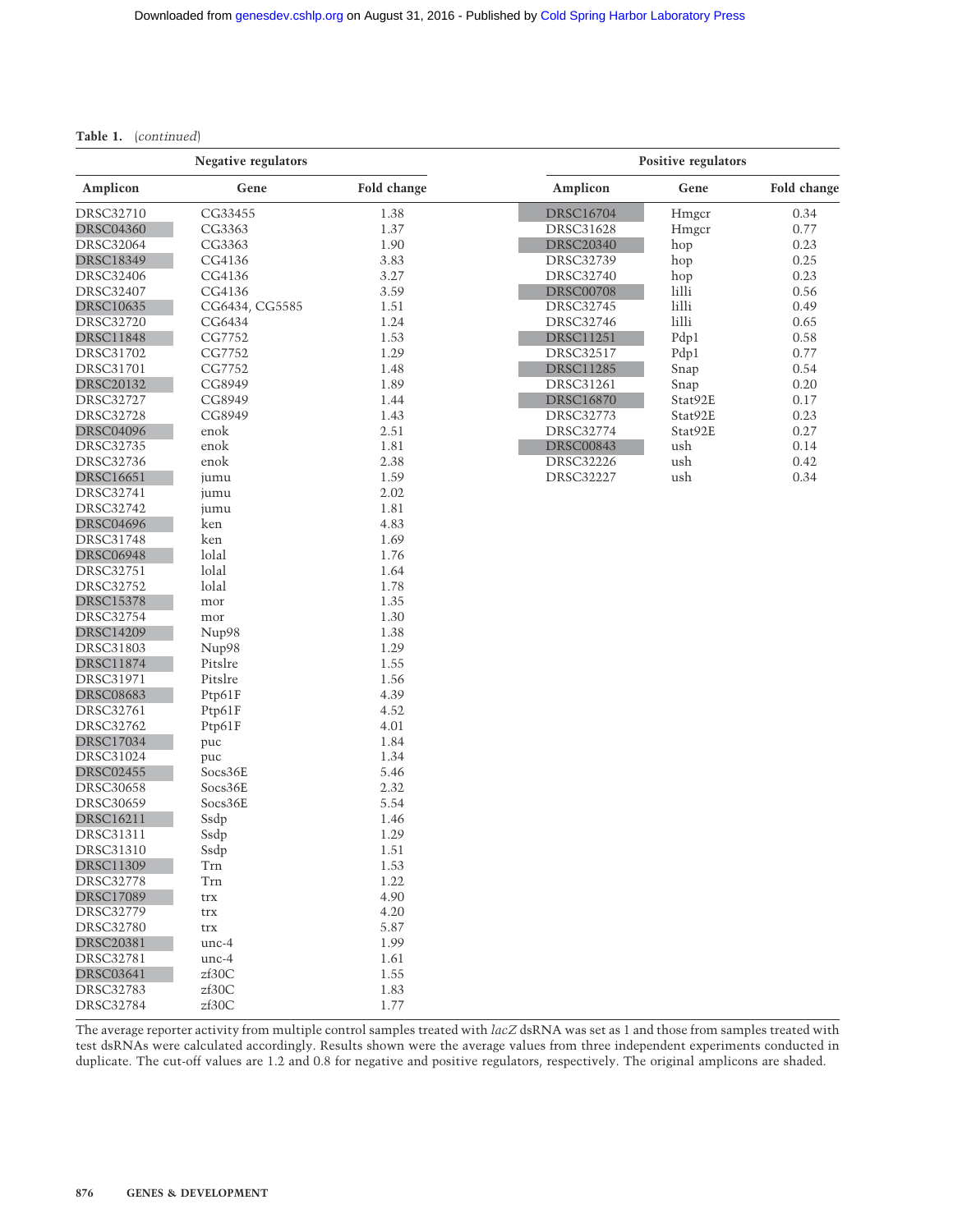**Table 1.** (*continued*)

| Negative regulators | | | Positive regulators | | |
|---|---|---|---|---|---|
| Amplicon | Gene | Fold change | Amplicon | Gene | Fold change |
| DRSC32710 | CG33455 | 1.38 | DRSC16704 | Hmgcr | 0.34 |
| DRSC04360 | CG3363 | 1.37 | DRSC31628 | Hmgcr | 0.77 |
| DRSC32064 | CG3363 | 1.90 | DRSC20340 | hop | 0.23 |
| DRSC18349 | CG4136 | 3.83 | DRSC32739 | hop | 0.25 |
| DRSC32406 | CG4136 | 3.27 | DRSC32740 | hop | 0.23 |
| DRSC32407 | CG4136 | 3.59 | DRSC00708 | lilli | 0.56 |
| DRSC10635 | CG6434, CG5585 | 1.51 | DRSC32745 | lilli | 0.49 |
| DRSC32720 | CG6434 | 1.24 | DRSC32746 | lilli | 0.65 |
| DRSC11848 | CG7752 | 1.53 | DRSC11251 | Pdp1 | 0.58 |
| DRSC31702 | CG7752 | 1.29 | DRSC32517 | Pdp1 | 0.77 |
| DRSC31701 | CG7752 | 1.48 | DRSC11285 | Snap | 0.54 |
| DRSC20132 | CG8949 | 1.89 | DRSC31261 | Snap | 0.20 |
| DRSC32727 | CG8949 | 1.44 | DRSC16870 | Stat92E | 0.17 |
| DRSC32728 | CG8949 | 1.43 | DRSC32773 | Stat92E | 0.23 |
| DRSC04096 | enok | 2.51 | DRSC32774 | Stat92E | 0.27 |
| DRSC32735 | enok | 1.81 | DRSC00843 | ush | 0.14 |
| DRSC32736 | enok | 2.38 | DRSC32226 | ush | 0.42 |
| DRSC16651 | jumu | 1.59 | DRSC32227 | ush | 0.34 |
| DRSC32741 | jumu | 2.02 | | | |
| DRSC32742 | jumu | 1.81 | | | |
| DRSC04696 | ken | 4.83 | | | |
| DRSC31748 | ken | 1.69 | | | |
| DRSC06948 | lolal | 1.76 | | | |
| DRSC32751 | lolal | 1.64 | | | |
| DRSC32752 | lolal | 1.78 | | | |
| DRSC15378 | mor | 1.35 | | | |
| DRSC32754 | mor | 1.30 | | | |
| DRSC14209 | Nup98 | 1.38 | | | |
| DRSC31803 | Nup98 | 1.29 | | | |
| DRSC11874 | Pitslre | 1.55 | | | |
| DRSC31971 | Pitslre | 1.56 | | | |
| DRSC08683 | Ptp61F | 4.39 | | | |
| DRSC32761 | Ptp61F | 4.52 | | | |
| DRSC32762 | Ptp61F | 4.01 | | | |
| DRSC17034 | puc | 1.84 | | | |
| DRSC31024 | puc | 1.34 | | | |
| DRSC02455 | Socs36E | 5.46 | | | |
| DRSC30658 | Socs36E | 2.32 | | | |
| DRSC30659 | Socs36E | 5.54 | | | |
| DRSC16211 | Ssdp | 1.46 | | | |
| DRSC31311 | Ssdp | 1.29 | | | |
| DRSC31310 | Ssdp | 1.51 | | | |
| DRSC11309 | Trn | 1.53 | | | |
| DRSC32778 | Trn | 1.22 | | | |
| DRSC17089 | trx | 4.90 | | | |
| DRSC32779 | trx | 4.20 | | | |
| DRSC32780 | trx | 5.87 | | | |
| DRSC20381 | unc-4 | 1.99 | | | |
| DRSC32781 | unc-4 | 1.61 | | | |
| DRSC03641 | zf30C | 1.55 | | | |
| DRSC32783 | zf30C | 1.83 | | | |
| DRSC32784 | zf30C | 1.77 | | | |

The average reporter activity from multiple control samples treated with *lacZ* dsRNA was set as 1 and those from samples treated with test dsRNAs were calculated accordingly. Results shown were the average values from three independent experiments conducted in duplicate. The cut-off values are 1.2 and 0.8 for negative and positive regulators, respectively. The original amplicons are shaded.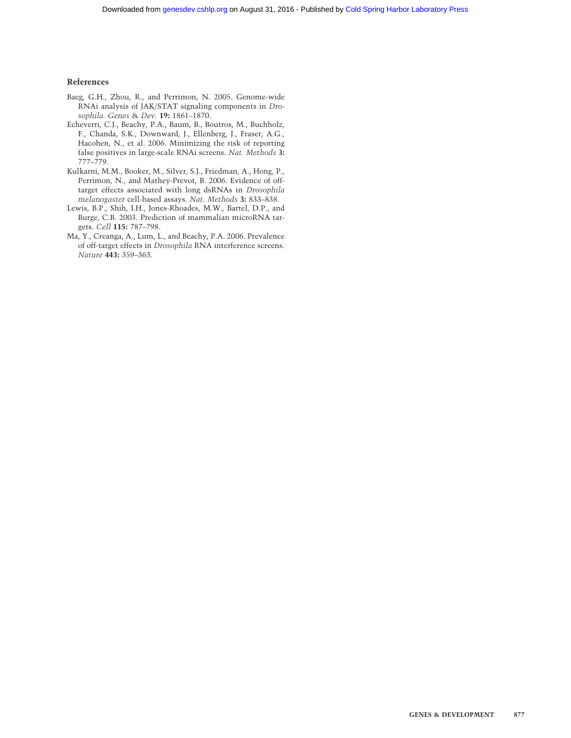## References

Baeg, G.H., Zhou, R., and Perrimon, N. 2005. Genome-wide RNAi analysis of JAK/STAT signaling components in *Drosophila. Genes & Dev.* **19:** 1861–1870.

Echeverri, C.J., Beachy, P.A., Baum, B., Boutros, M., Buchholz, F., Chanda, S.K., Downward, J., Ellenberg, J., Fraser, A.G., Hacohen, N., et al. 2006. Minimizing the risk of reporting false positives in large-scale RNAi screens. *Nat. Methods* **3:** 777–779.

Kulkarni, M.M., Booker, M., Silver, S.J., Friedman, A., Hong, P., Perrimon, N., and Mathey-Prevot, B. 2006. Evidence of off-target effects associated with long dsRNAs in *Drosophila melanogaster* cell-based assays. *Nat. Methods* **3:** 833–838.

Lewis, B.P., Shih, I.H., Jones-Rhoades, M.W., Bartel, D.P., and Burge, C.B. 2003. Prediction of mammalian microRNA targets. *Cell* **115:** 787–798.

Ma, Y., Creanga, A., Lum, L., and Beachy, P.A. 2006. Prevalence of off-target effects in *Drosophila* RNA interference screens. *Nature* **443:** 359–363.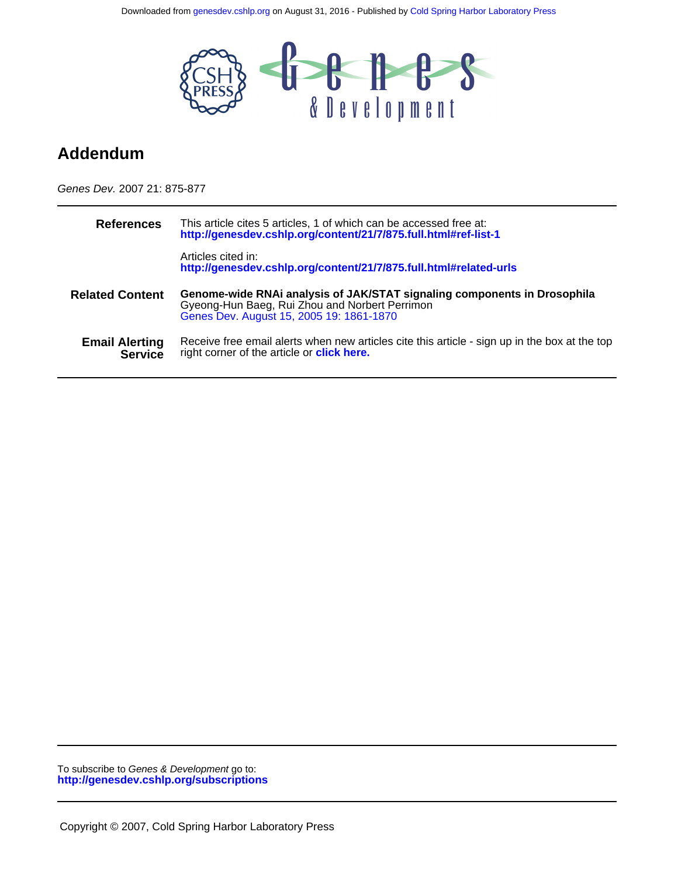Downloaded from genesdev.cshlp.org on August 31, 2016 - Published by Cold Spring Harbor Laboratory Press

# Addendum

*Genes Dev.* 2007 21: 875-877

| | |
|---|---|
| **References** | This article cites 5 articles, 1 of which can be accessed free at: **http://genesdev.cshlp.org/content/21/7/875.full.html#ref-list-1** |
| | Articles cited in: **http://genesdev.cshlp.org/content/21/7/875.full.html#related-urls** |
| **Related Content** | **Genome-wide RNAi analysis of JAK/STAT signaling components in Drosophila** Gyeong-Hun Baeg, Rui Zhou and Norbert Perrimon Genes Dev. August 15, 2005 19: 1861-1870 |
| **Email Alerting Service** | Receive free email alerts when new articles cite this article - sign up in the box at the top right corner of the article or **click here.** |

To subscribe to *Genes & Development* go to:
**http://genesdev.cshlp.org/subscriptions**

Copyright © 2007, Cold Spring Harbor Laboratory Press